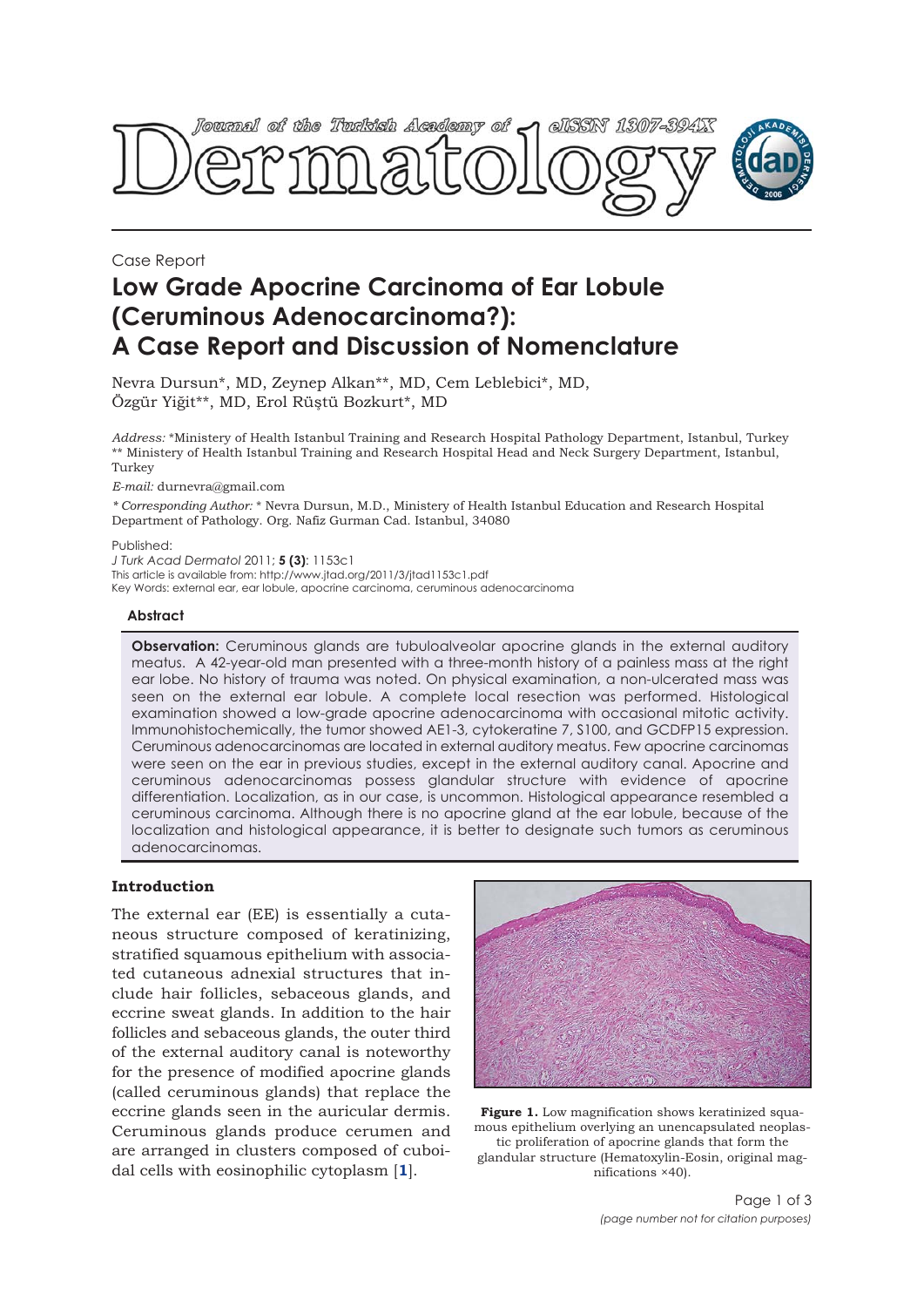Case Report

# Low Grade Apocrine Carcinoma of Ear Lobule (Ceruminous Adenocarcinoma?): A Case Report and Discussion of Nomenclature

Nevra Dursun*, MD, Zeynep Alkan**, MD, Cem Leblebici*, MD, Özgür Yiğit**, MD, Erol Rüştü Bozkurt*, MD

*Address:* *Ministery of Health Istanbul Training and Research Hospital Pathology Department, Istanbul, Turkey
** Ministery of Health Istanbul Training and Research Hospital Head and Neck Surgery Department, Istanbul, Turkey

*E-mail:* durnevra@gmail.com

*\* Corresponding Author:* * Nevra Dursun, M.D., Ministery of Health Istanbul Education and Research Hospital Department of Pathology. Org. Nafiz Gurman Cad. Istanbul, 34080

Published:
*J Turk Acad Dermatol* 2011; **5 (3)**: 1153c1
This article is available from: http://www.jtad.org/2011/3/jtad1153c1.pdf
Key Words: external ear, ear lobule, apocrine carcinoma, ceruminous adenocarcinoma

### Abstract

**Observation:** Ceruminous glands are tubuloalveolar apocrine glands in the external auditory meatus. A 42-year-old man presented with a three-month history of a painless mass at the right ear lobe. No history of trauma was noted. On physical examination, a non-ulcerated mass was seen on the external ear lobule. A complete local resection was performed. Histological examination showed a low-grade apocrine adenocarcinoma with occasional mitotic activity. Immunohistochemically, the tumor showed AE1-3, cytokeratine 7, S100, and GCDFP15 expression. Ceruminous adenocarcinomas are located in external auditory meatus. Few apocrine carcinomas were seen on the ear in previous studies, except in the external auditory canal. Apocrine and ceruminous adenocarcinomas possess glandular structure with evidence of apocrine differentiation. Localization, as in our case, is uncommon. Histological appearance resembled a ceruminous carcinoma. Although there is no apocrine gland at the ear lobule, because of the localization and histological appearance, it is better to designate such tumors as ceruminous adenocarcinomas.

## Introduction

The external ear (EE) is essentially a cutaneous structure composed of keratinizing, stratified squamous epithelium with associated cutaneous adnexial structures that include hair follicles, sebaceous glands, and eccrine sweat glands. In addition to the hair follicles and sebaceous glands, the outer third of the external auditory canal is noteworthy for the presence of modified apocrine glands (called ceruminous glands) that replace the eccrine glands seen in the auricular dermis. Ceruminous glands produce cerumen and are arranged in clusters composed of cuboidal cells with eosinophilic cytoplasm [1].

**Figure 1.** Low magnification shows keratinized squamous epithelium overlying an unencapsulated neoplastic proliferation of apocrine glands that form the glandular structure (Hematoxylin-Eosin, original magnifications ×40).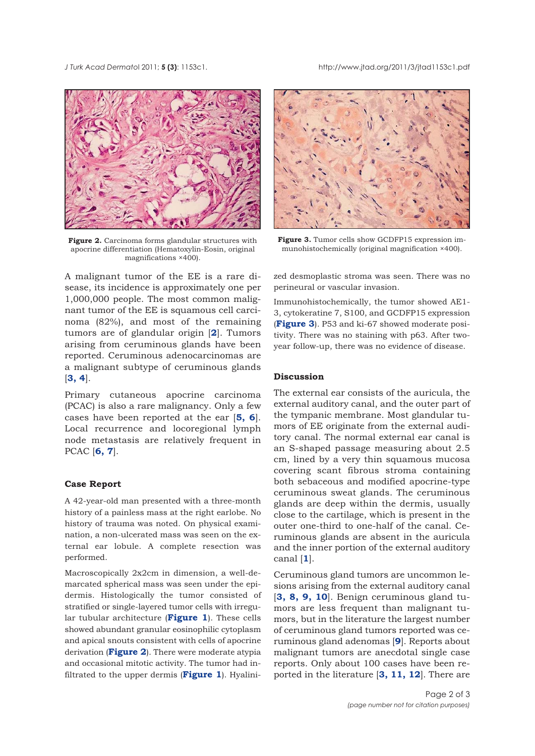**Figure 2.** Carcinoma forms glandular structures with apocrine differentiation (Hematoxylin-Eosin, original magnifications ×400).

**Figure 3.** Tumor cells show GCDFP15 expression immunohistochemically (original magnification ×400).

A malignant tumor of the EE is a rare disease, its incidence is approximately one per 1,000,000 people. The most common malignant tumor of the EE is squamous cell carcinoma (82%), and most of the remaining tumors are of glandular origin [**2**]. Tumors arising from ceruminous glands have been reported. Ceruminous adenocarcinomas are a malignant subtype of ceruminous glands [**3, 4**].

Primary cutaneous apocrine carcinoma (PCAC) is also a rare malignancy. Only a few cases have been reported at the ear [**5, 6**]. Local recurrence and locoregional lymph node metastasis are relatively frequent in PCAC [**6, 7**].

## Case Report

A 42-year-old man presented with a three-month history of a painless mass at the right earlobe. No history of trauma was noted. On physical examination, a non-ulcerated mass was seen on the external ear lobule. A complete resection was performed.

Macroscopically 2x2cm in dimension, a well-demarcated spherical mass was seen under the epidermis. Histologically the tumor consisted of stratified or single-layered tumor cells with irregular tubular architecture (**Figure 1**). These cells showed abundant granular eosinophilic cytoplasm and apical snouts consistent with cells of apocrine derivation (**Figure 2**). There were moderate atypia and occasional mitotic activity. The tumor had infiltrated to the upper dermis (**Figure 1**). Hyalinized desmoplastic stroma was seen. There was no perineural or vascular invasion.

Immunohistochemically, the tumor showed AE1-3, cytokeratine 7, S100, and GCDFP15 expression (**Figure 3**). P53 and ki-67 showed moderate positivity. There was no staining with p63. After two-year follow-up, there was no evidence of disease.

## Discussion

The external ear consists of the auricula, the external auditory canal, and the outer part of the tympanic membrane. Most glandular tumors of EE originate from the external auditory canal. The normal external ear canal is an S-shaped passage measuring about 2.5 cm, lined by a very thin squamous mucosa covering scant fibrous stroma containing both sebaceous and modified apocrine-type ceruminous sweat glands. The ceruminous glands are deep within the dermis, usually close to the cartilage, which is present in the outer one-third to one-half of the canal. Ceruminous glands are absent in the auricula and the inner portion of the external auditory canal [**1**].

Ceruminous gland tumors are uncommon lesions arising from the external auditory canal [**3, 8, 9, 10**]. Benign ceruminous gland tumors are less frequent than malignant tumors, but in the literature the largest number of ceruminous gland tumors reported was ceruminous gland adenomas [**9**]. Reports about malignant tumors are anecdotal single case reports. Only about 100 cases have been reported in the literature [**3, 11, 12**]. There are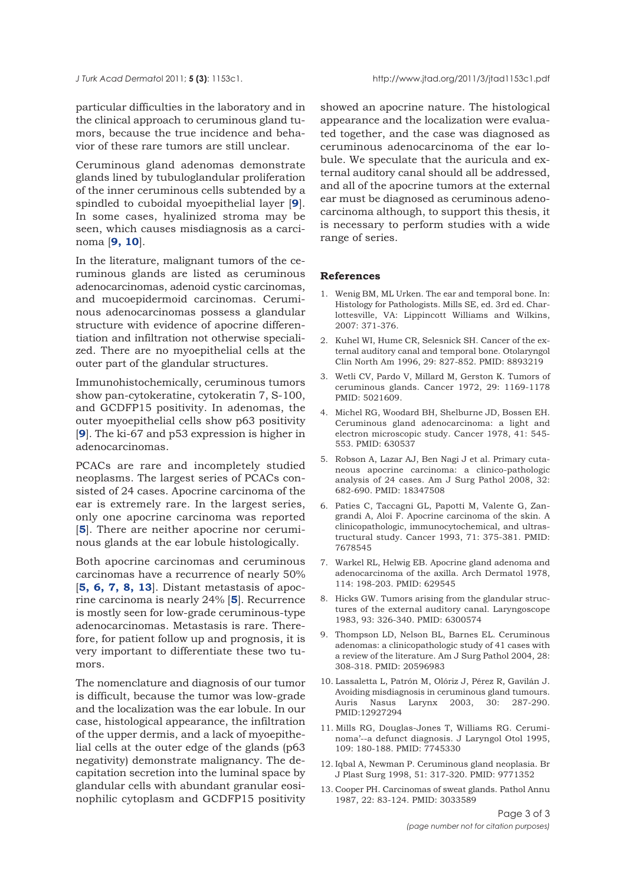particular difficulties in the laboratory and in the clinical approach to ceruminous gland tumors, because the true incidence and behavior of these rare tumors are still unclear.

Ceruminous gland adenomas demonstrate glands lined by tubuloglandular proliferation of the inner ceruminous cells subtended by a spindled to cuboidal myoepithelial layer [**9**]. In some cases, hyalinized stroma may be seen, which causes misdiagnosis as a carcinoma [**9, 10**].

In the literature, malignant tumors of the ceruminous glands are listed as ceruminous adenocarcinomas, adenoid cystic carcinomas, and mucoepidermoid carcinomas. Ceruminous adenocarcinomas possess a glandular structure with evidence of apocrine differentiation and infiltration not otherwise specialized. There are no myoepithelial cells at the outer part of the glandular structures.

Immunohistochemically, ceruminous tumors show pan-cytokeratine, cytokeratin 7, S-100, and GCDFP15 positivity. In adenomas, the outer myoepithelial cells show p63 positivity [**9**]. The ki-67 and p53 expression is higher in adenocarcinomas.

PCACs are rare and incompletely studied neoplasms. The largest series of PCACs consisted of 24 cases. Apocrine carcinoma of the ear is extremely rare. In the largest series, only one apocrine carcinoma was reported [**5**]. There are neither apocrine nor ceruminous glands at the ear lobule histologically.

Both apocrine carcinomas and ceruminous carcinomas have a recurrence of nearly 50% [**5, 6, 7, 8, 13**]. Distant metastasis of apocrine carcinoma is nearly 24% [**5**]. Recurrence is mostly seen for low-grade ceruminous-type adenocarcinomas. Metastasis is rare. Therefore, for patient follow up and prognosis, it is very important to differentiate these two tumors.

The nomenclature and diagnosis of our tumor is difficult, because the tumor was low-grade and the localization was the ear lobule. In our case, histological appearance, the infiltration of the upper dermis, and a lack of myoepithelial cells at the outer edge of the glands (p63 negativity) demonstrate malignancy. The decapitation secretion into the luminal space by glandular cells with abundant granular eosinophilic cytoplasm and GCDFP15 positivity showed an apocrine nature. The histological appearance and the localization were evaluated together, and the case was diagnosed as ceruminous adenocarcinoma of the ear lobule. We speculate that the auricula and external auditory canal should all be addressed, and all of the apocrine tumors at the external ear must be diagnosed as ceruminous adenocarcinoma although, to support this thesis, it is necessary to perform studies with a wide range of series.

## References

1. Wenig BM, ML Urken. The ear and temporal bone. In: Histology for Pathologists. Mills SE, ed. 3rd ed. Charlottesville, VA: Lippincott Williams and Wilkins, 2007: 371-376.
2. Kuhel WI, Hume CR, Selesnick SH. Cancer of the external auditory canal and temporal bone. Otolaryngol Clin North Am 1996, 29: 827-852. PMID: 8893219
3. Wetli CV, Pardo V, Millard M, Gerston K. Tumors of ceruminous glands. Cancer 1972, 29: 1169-1178 PMID: 5021609.
4. Michel RG, Woodard BH, Shelburne JD, Bossen EH. Ceruminous gland adenocarcinoma: a light and electron microscopic study. Cancer 1978, 41: 545-553. PMID: 630537
5. Robson A, Lazar AJ, Ben Nagi J et al. Primary cutaneous apocrine carcinoma: a clinico-pathologic analysis of 24 cases. Am J Surg Pathol 2008, 32: 682-690. PMID: 18347508
6. Paties C, Taccagni GL, Papotti M, Valente G, Zangrandi A, Aloi F. Apocrine carcinoma of the skin. A clinicopathologic, immunocytochemical, and ultrastructural study. Cancer 1993, 71: 375-381. PMID: 7678545
7. Warkel RL, Helwig EB. Apocrine gland adenoma and adenocarcinoma of the axilla. Arch Dermatol 1978, 114: 198-203. PMID: 629545
8. Hicks GW. Tumors arising from the glandular structures of the external auditory canal. Laryngoscope 1983, 93: 326-340. PMID: 6300574
9. Thompson LD, Nelson BL, Barnes EL. Ceruminous adenomas: a clinicopathologic study of 41 cases with a review of the literature. Am J Surg Pathol 2004, 28: 308-318. PMID: 20596983
10. Lassaletta L, Patrón M, Olóriz J, Pérez R, Gavilán J. Avoiding misdiagnosis in ceruminous gland tumours. Auris Nasus Larynx 2003, 30: 287-290. PMID:12927294
11. Mills RG, Douglas-Jones T, Williams RG. Ceruminoma'--a defunct diagnosis. J Laryngol Otol 1995, 109: 180-188. PMID: 7745330
12. Iqbal A, Newman P. Ceruminous gland neoplasia. Br J Plast Surg 1998, 51: 317-320. PMID: 9771352
13. Cooper PH. Carcinomas of sweat glands. Pathol Annu 1987, 22: 83-124. PMID: 3033589